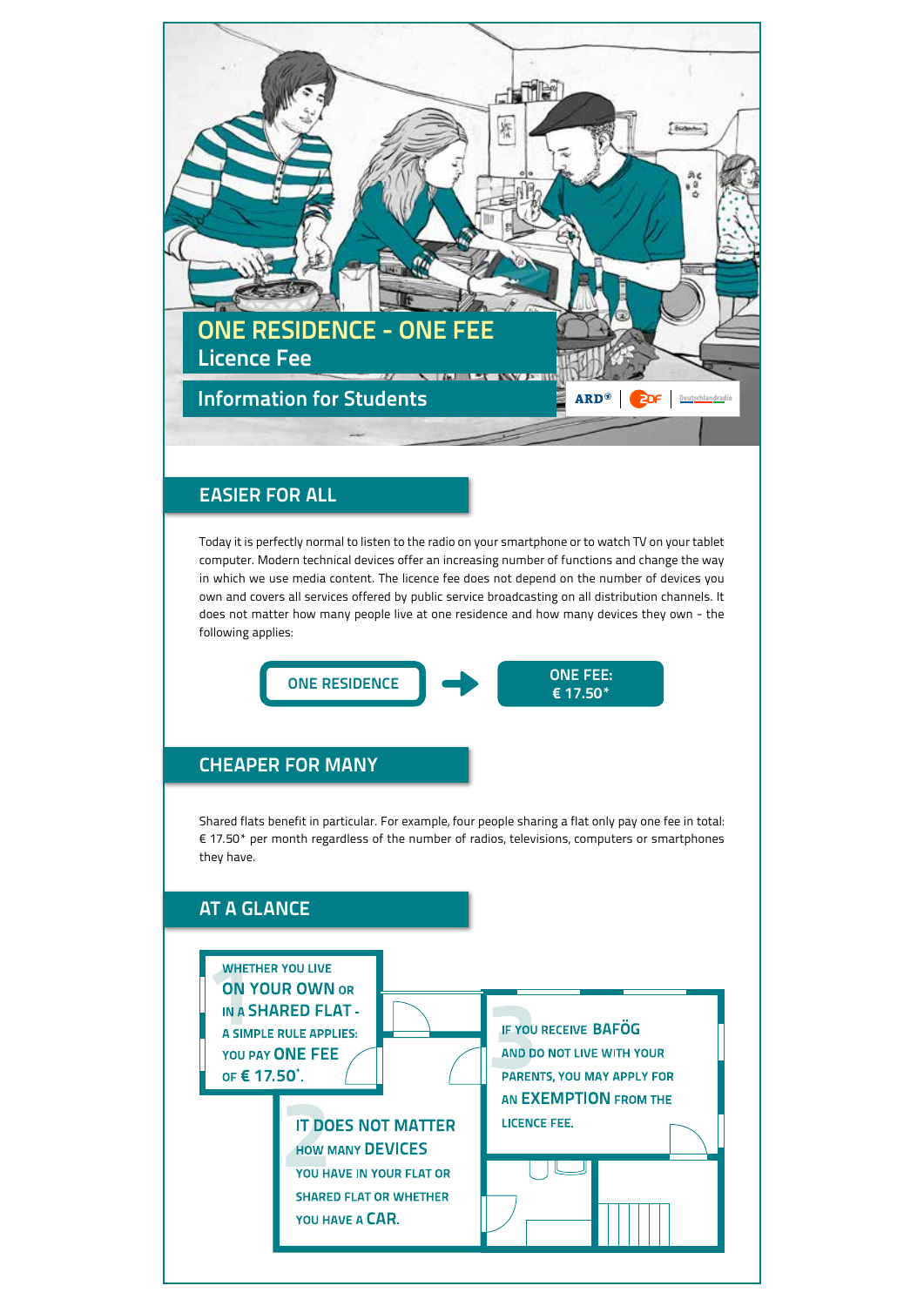# ONE RESIDENCE - ONE FEE

## Licence Fee

## Information for Students

ARD® | ZDF | Deutschlandradio

## EASIER FOR ALL

Today it is perfectly normal to listen to the radio on your smartphone or to watch TV on your tablet computer. Modern technical devices offer an increasing number of functions and change the way in which we use media content. The licence fee does not depend on the number of devices you own and covers all services offered by public service broadcasting on all distribution channels. It does not matter how many people live at one residence and how many devices they own - the following applies:

**ONE RESIDENCE** → **ONE FEE: € 17.50***

## CHEAPER FOR MANY

Shared flats benefit in particular. For example, four people sharing a flat only pay one fee in total: € 17.50* per month regardless of the number of radios, televisions, computers or smartphones they have.

## AT A GLANCE

1. WHETHER YOU LIVE **ON YOUR OWN** OR IN A **SHARED FLAT** - A SIMPLE RULE APPLIES: YOU PAY **ONE FEE** OF **€ 17.50***.

2. IT DOES NOT MATTER HOW MANY **DEVICES** YOU HAVE IN YOUR FLAT OR SHARED FLAT OR WHETHER YOU HAVE A **CAR**.

3. IF YOU RECEIVE **BAFÖG** AND DO NOT LIVE WITH YOUR PARENTS, YOU MAY APPLY FOR AN **EXEMPTION** FROM THE LICENCE FEE.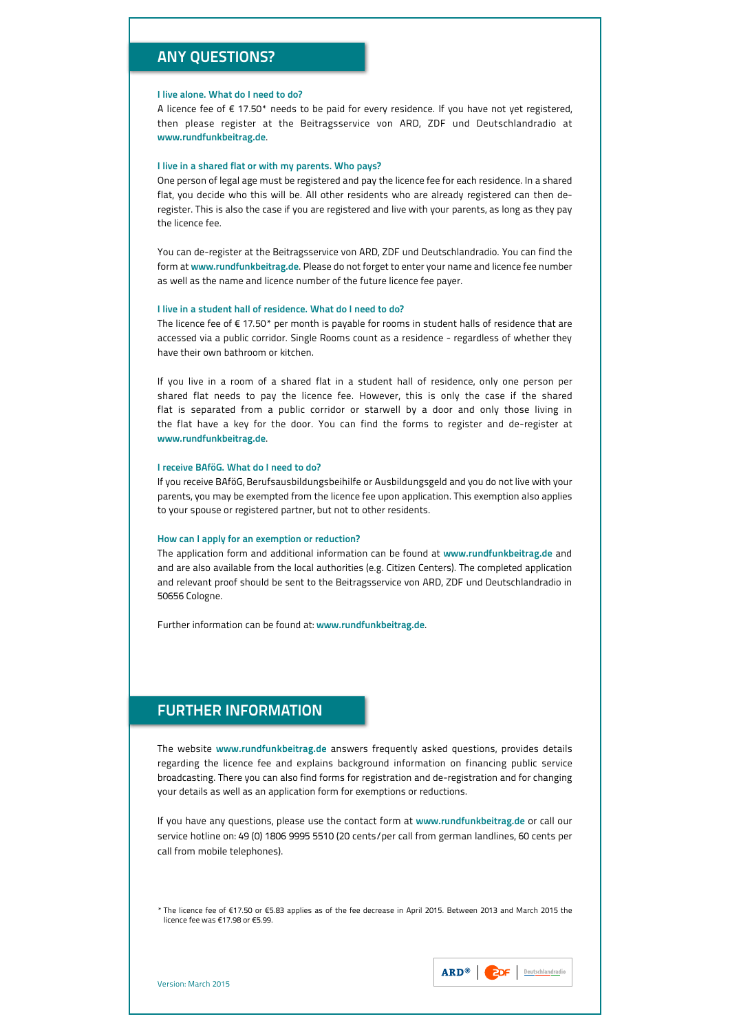## ANY QUESTIONS?

### I live alone. What do I need to do?

A licence fee of € 17.50* needs to be paid for every residence. If you have not yet registered, then please register at the Beitragsservice von ARD, ZDF und Deutschlandradio at **www.rundfunkbeitrag.de**.

### I live in a shared flat or with my parents. Who pays?

One person of legal age must be registered and pay the licence fee for each residence. In a shared flat, you decide who this will be. All other residents who are already registered can then de-register. This is also the case if you are registered and live with your parents, as long as they pay the licence fee.

You can de-register at the Beitragsservice von ARD, ZDF und Deutschlandradio. You can find the form at **www.rundfunkbeitrag.de**. Please do not forget to enter your name and licence fee number as well as the name and licence number of the future licence fee payer.

### I live in a student hall of residence. What do I need to do?

The licence fee of € 17.50* per month is payable for rooms in student halls of residence that are accessed via a public corridor. Single Rooms count as a residence - regardless of whether they have their own bathroom or kitchen.

If you live in a room of a shared flat in a student hall of residence, only one person per shared flat needs to pay the licence fee. However, this is only the case if the shared flat is separated from a public corridor or starwell by a door and only those living in the flat have a key for the door. You can find the forms to register and de-register at **www.rundfunkbeitrag.de**.

### I receive BAföG. What do I need to do?

If you receive BAföG, Berufsausbildungsbeihilfe or Ausbildungsgeld and you do not live with your parents, you may be exempted from the licence fee upon application. This exemption also applies to your spouse or registered partner, but not to other residents.

### How can I apply for an exemption or reduction?

The application form and additional information can be found at **www.rundfunkbeitrag.de** and and are also available from the local authorities (e.g. Citizen Centers). The completed application and relevant proof should be sent to the Beitragsservice von ARD, ZDF und Deutschlandradio in 50656 Cologne.

Further information can be found at: **www.rundfunkbeitrag.de**.

## FURTHER INFORMATION

The website **www.rundfunkbeitrag.de** answers frequently asked questions, provides details regarding the licence fee and explains background information on financing public service broadcasting. There you can also find forms for registration and de-registration and for changing your details as well as an application form for exemptions or reductions.

If you have any questions, please use the contact form at **www.rundfunkbeitrag.de** or call our service hotline on: 49 (0) 1806 9995 5510 (20 cents/per call from german landlines, 60 cents per call from mobile telephones).

* The licence fee of €17.50 or €5.83 applies as of the fee decrease in April 2015. Between 2013 and March 2015 the licence fee was €17.98 or €5.99.

ARD® | ZDF | Deutschlandradio

Version: March 2015